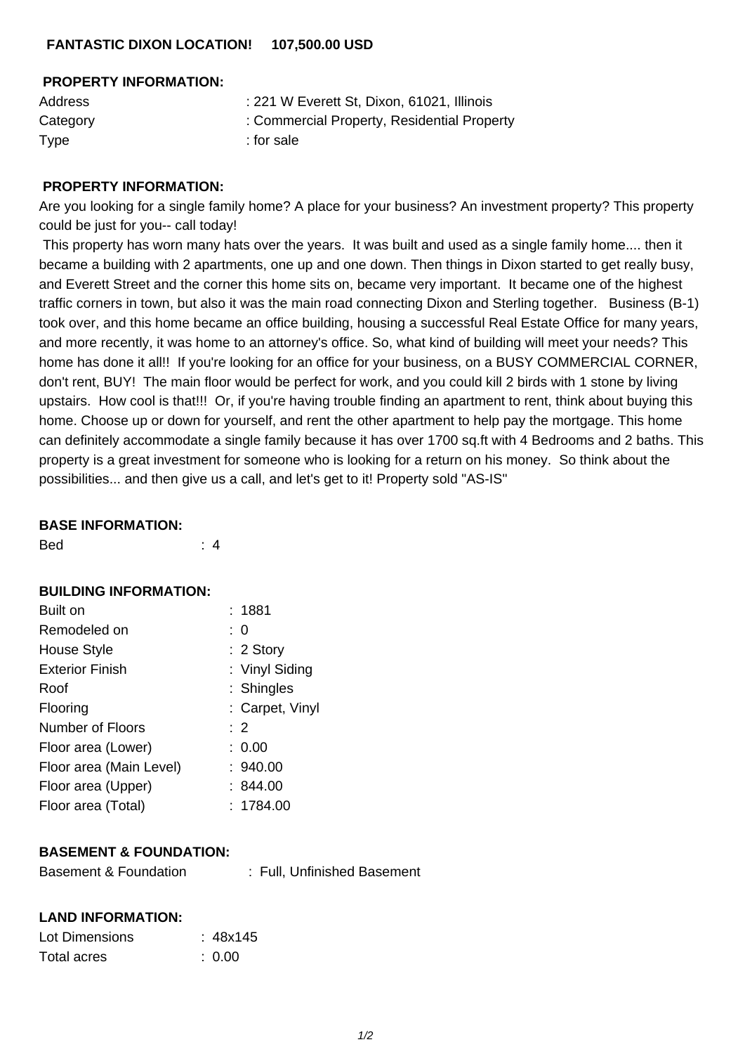# FANTASTIC DIXON LOCATION! 107,500.00 USD

## PROPERTY INFORMATION:

| | |
|---|---|
| Address | : 221 W Everett St, Dixon, 61021, Illinois |
| Category | : Commercial Property, Residential Property |
| Type | : for sale |

## PROPERTY INFORMATION:

Are you looking for a single family home? A place for your business? An investment property? This property could be just for you-- call today!

This property has worn many hats over the years. It was built and used as a single family home.... then it became a building with 2 apartments, one up and one down. Then things in Dixon started to get really busy, and Everett Street and the corner this home sits on, became very important. It became one of the highest traffic corners in town, but also it was the main road connecting Dixon and Sterling together. Business (B-1) took over, and this home became an office building, housing a successful Real Estate Office for many years, and more recently, it was home to an attorney's office. So, what kind of building will meet your needs? This home has done it all!! If you're looking for an office for your business, on a BUSY COMMERCIAL CORNER, don't rent, BUY! The main floor would be perfect for work, and you could kill 2 birds with 1 stone by living upstairs. How cool is that!!! Or, if you're having trouble finding an apartment to rent, think about buying this home. Choose up or down for yourself, and rent the other apartment to help pay the mortgage. This home can definitely accommodate a single family because it has over 1700 sq.ft with 4 Bedrooms and 2 baths. This property is a great investment for someone who is looking for a return on his money. So think about the possibilities... and then give us a call, and let's get to it! Property sold "AS-IS"

## BASE INFORMATION:

| | |
|---|---|
| Bed | : 4 |

## BUILDING INFORMATION:

| | |
|---|---|
| Built on | : 1881 |
| Remodeled on | : 0 |
| House Style | : 2 Story |
| Exterior Finish | : Vinyl Siding |
| Roof | : Shingles |
| Flooring | : Carpet, Vinyl |
| Number of Floors | : 2 |
| Floor area (Lower) | : 0.00 |
| Floor area (Main Level) | : 940.00 |
| Floor area (Upper) | : 844.00 |
| Floor area (Total) | : 1784.00 |

## BASEMENT & FOUNDATION:

| | |
|---|---|
| Basement & Foundation | : Full, Unfinished Basement |

## LAND INFORMATION:

| | |
|---|---|
| Lot Dimensions | : 48x145 |
| Total acres | : 0.00 |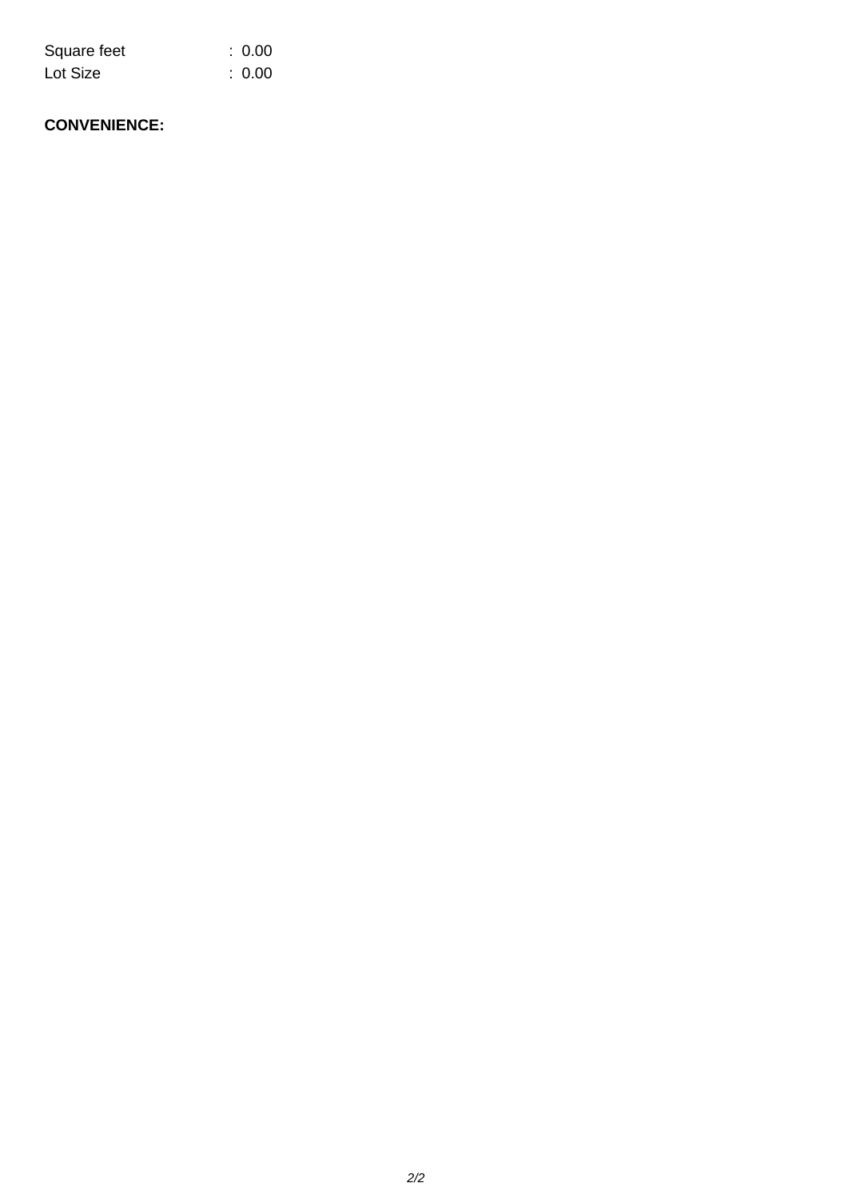| | |
|---|---|
| Square feet | : 0.00 |
| Lot Size | : 0.00 |

**CONVENIENCE:**